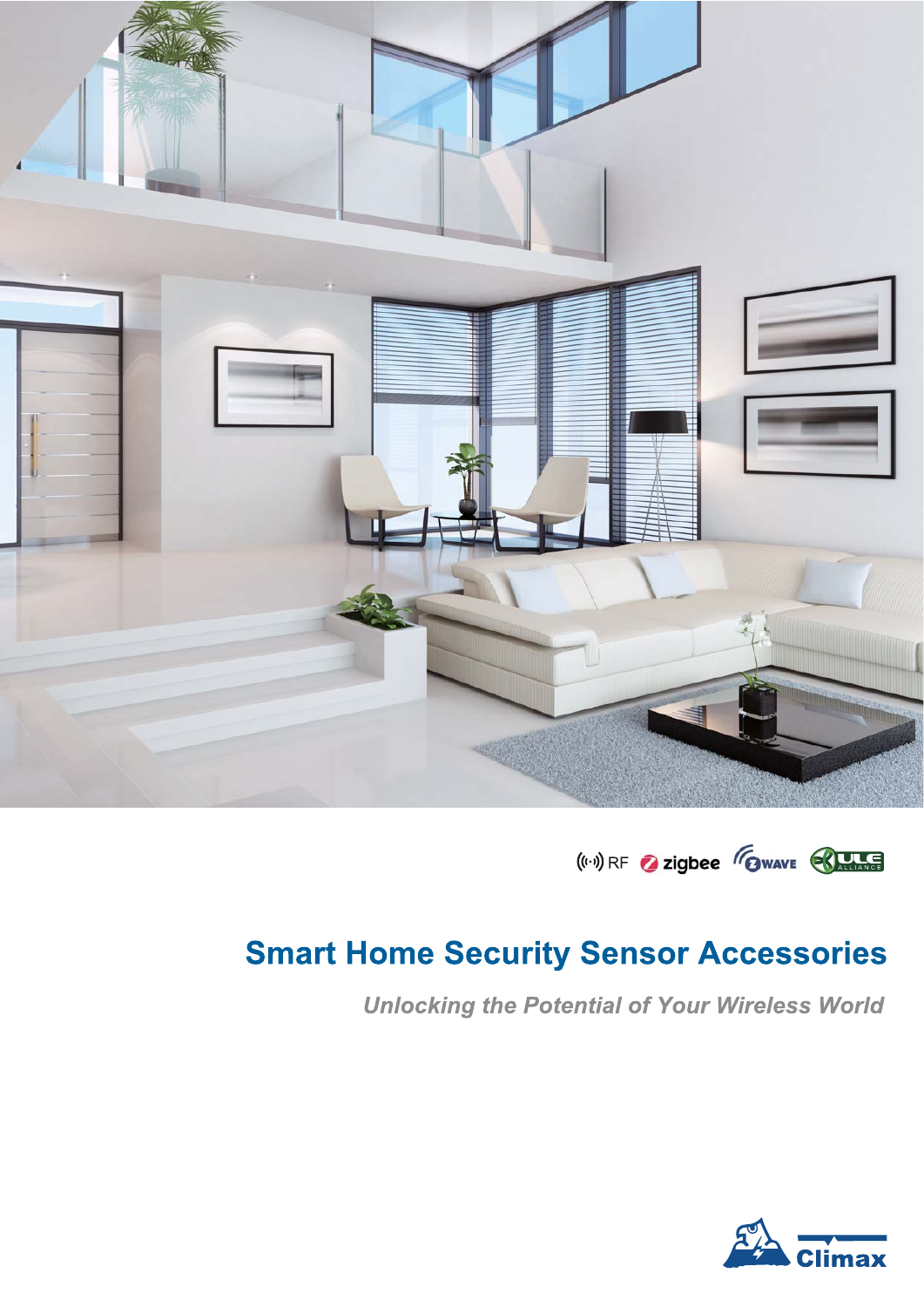RF zigbee ZWAVE ULE ALLIANCE

# Smart Home Security Sensor Accessories

*Unlocking the Potential of Your Wireless World*

Climax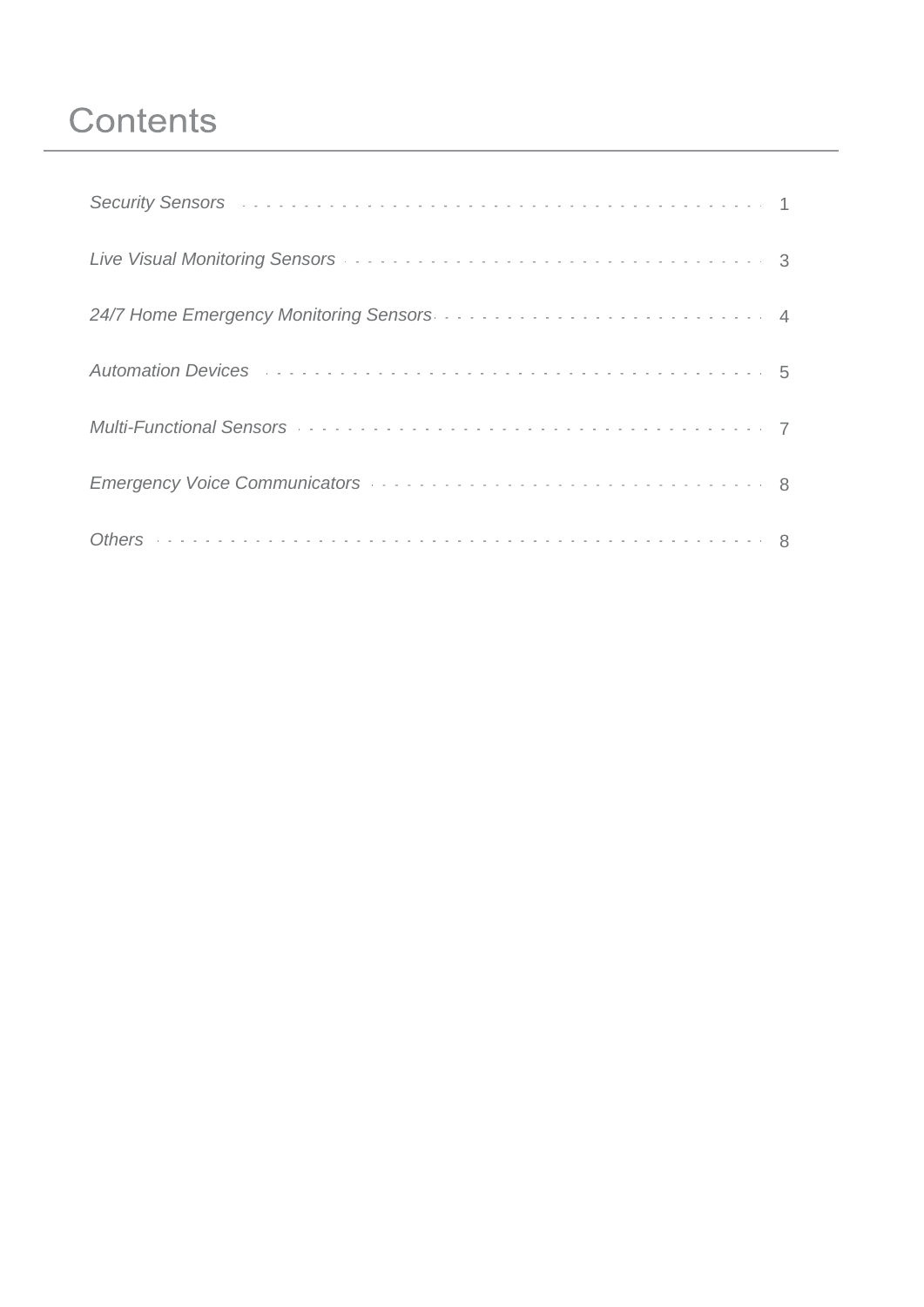# Contents

*Security Sensors* ..................... 1

*Live Visual Monitoring Sensors* ..................... 3

*24/7 Home Emergency Monitoring Sensors* ..................... 4

*Automation Devices* ..................... 5

*Multi-Functional Sensors* ..................... 7

*Emergency Voice Communicators* ..................... 8

*Others* ..................... 8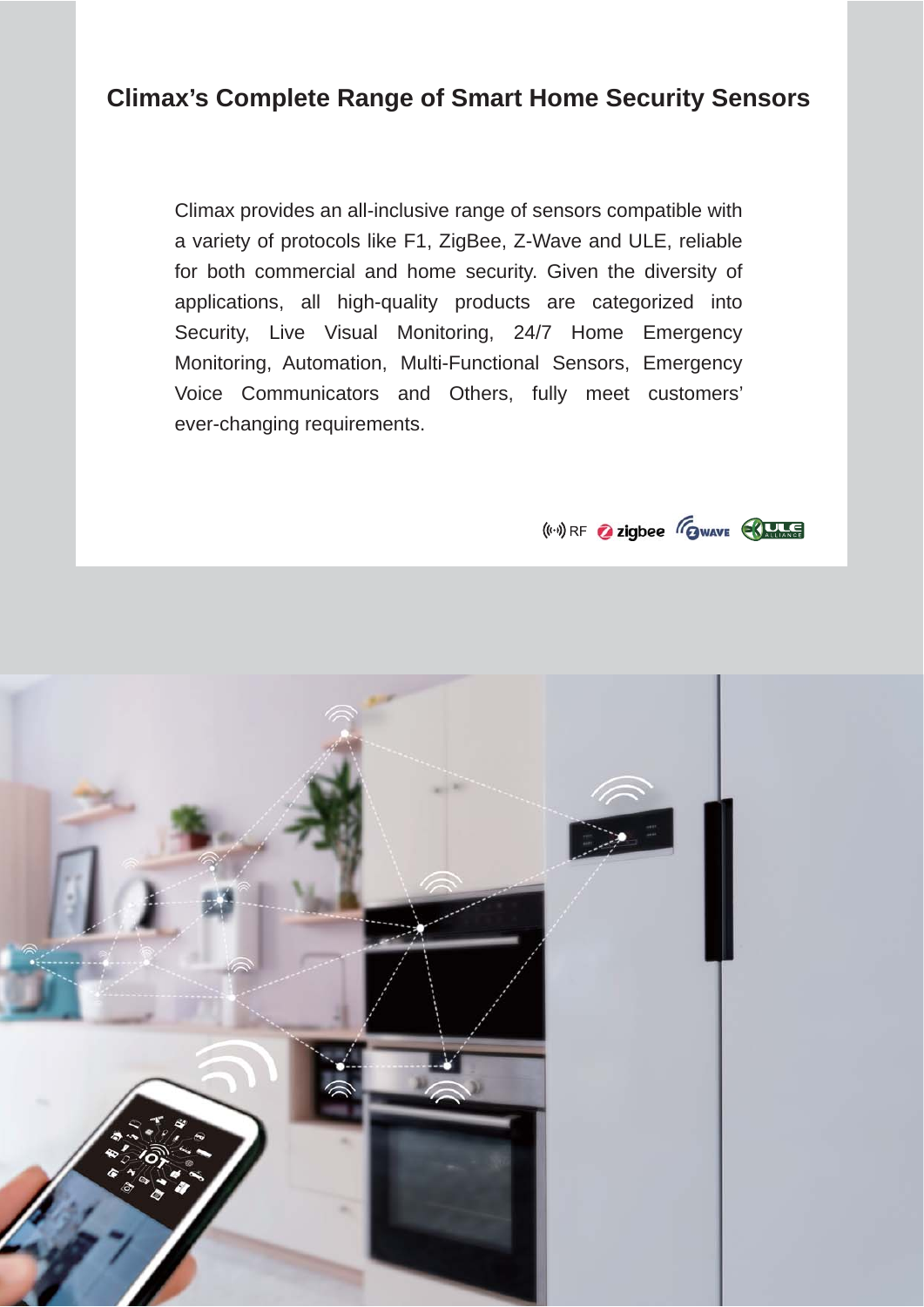## Climax's Complete Range of Smart Home Security Sensors

Climax provides an all-inclusive range of sensors compatible with a variety of protocols like F1, ZigBee, Z-Wave and ULE, reliable for both commercial and home security. Given the diversity of applications, all high-quality products are categorized into Security, Live Visual Monitoring, 24/7 Home Emergency Monitoring, Automation, Multi-Functional Sensors, Emergency Voice Communicators and Others, fully meet customers' ever-changing requirements.

RF zigbee ZWAVE ULE ALLIANCE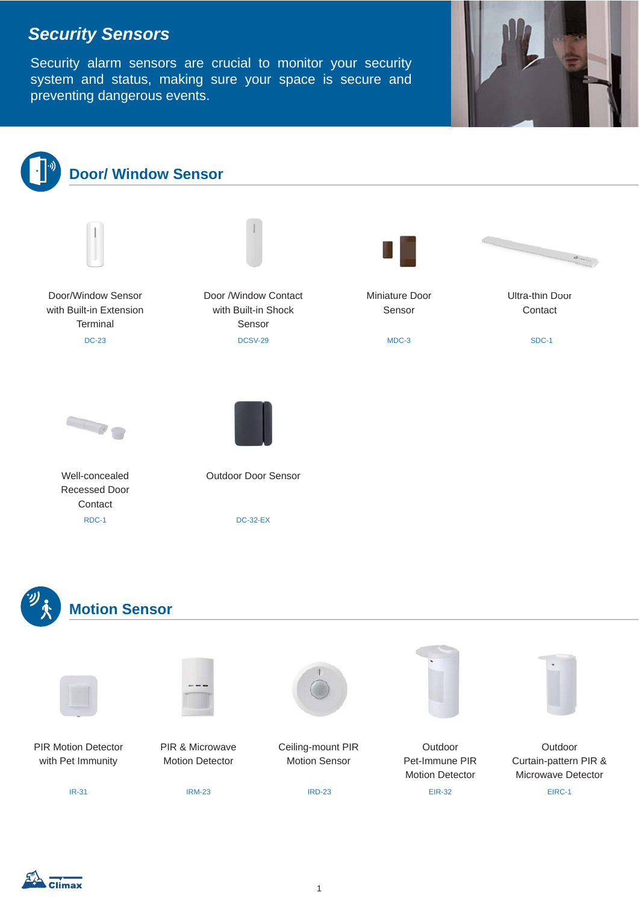# Security Sensors

Security alarm sensors are crucial to monitor your security system and status, making sure your space is secure and preventing dangerous events.

## Door/ Window Sensor

| Product | Model |
|---|---|
| Door/Window Sensor with Built-in Extension Terminal | DC-23 |
| Door /Window Contact with Built-in Shock Sensor | DCSV-29 |
| Miniature Door Sensor | MDC-3 |
| Ultra-thin Door Contact | SDC-1 |
| Well-concealed Recessed Door Contact | RDC-1 |
| Outdoor Door Sensor | DC-32-EX |

## Motion Sensor

| Product | Model |
|---|---|
| PIR Motion Detector with Pet Immunity | IR-31 |
| PIR & Microwave Motion Detector | IRM-23 |
| Ceiling-mount PIR Motion Sensor | IRD-23 |
| Outdoor Pet-Immune PIR Motion Detector | EIR-32 |
| Outdoor Curtain-pattern PIR & Microwave Detector | EIRC-1 |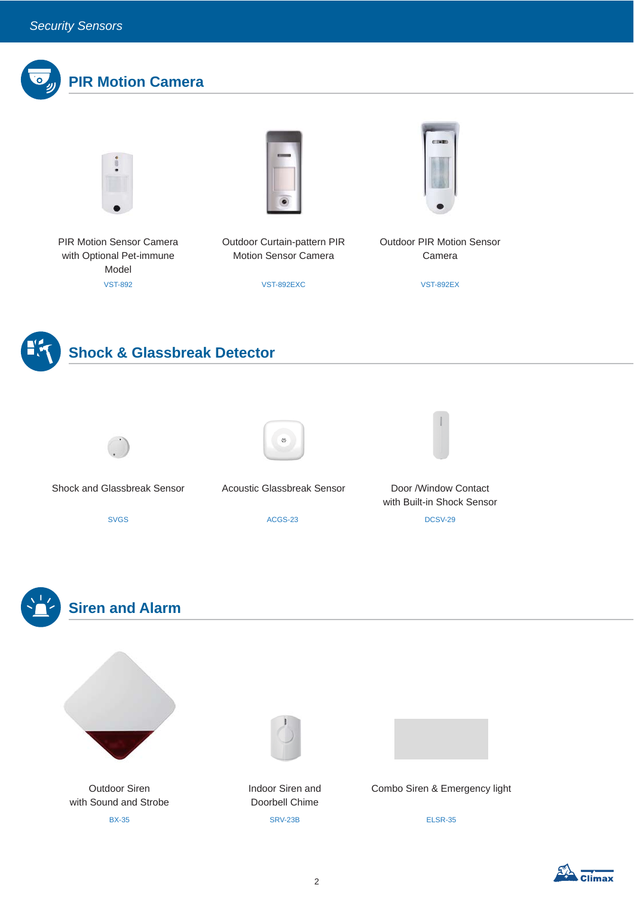## PIR Motion Camera

PIR Motion Sensor Camera with Optional Pet-immune Model
VST-892

Outdoor Curtain-pattern PIR Motion Sensor Camera
VST-892EXC

Outdoor PIR Motion Sensor Camera
VST-892EX

## Shock & Glassbreak Detector

Shock and Glassbreak Sensor
SVGS

Acoustic Glassbreak Sensor
ACGS-23

Door /Window Contact with Built-in Shock Sensor
DCSV-29

## Siren and Alarm

Outdoor Siren with Sound and Strobe
BX-35

Indoor Siren and Doorbell Chime
SRV-23B

Combo Siren & Emergency light
ELSR-35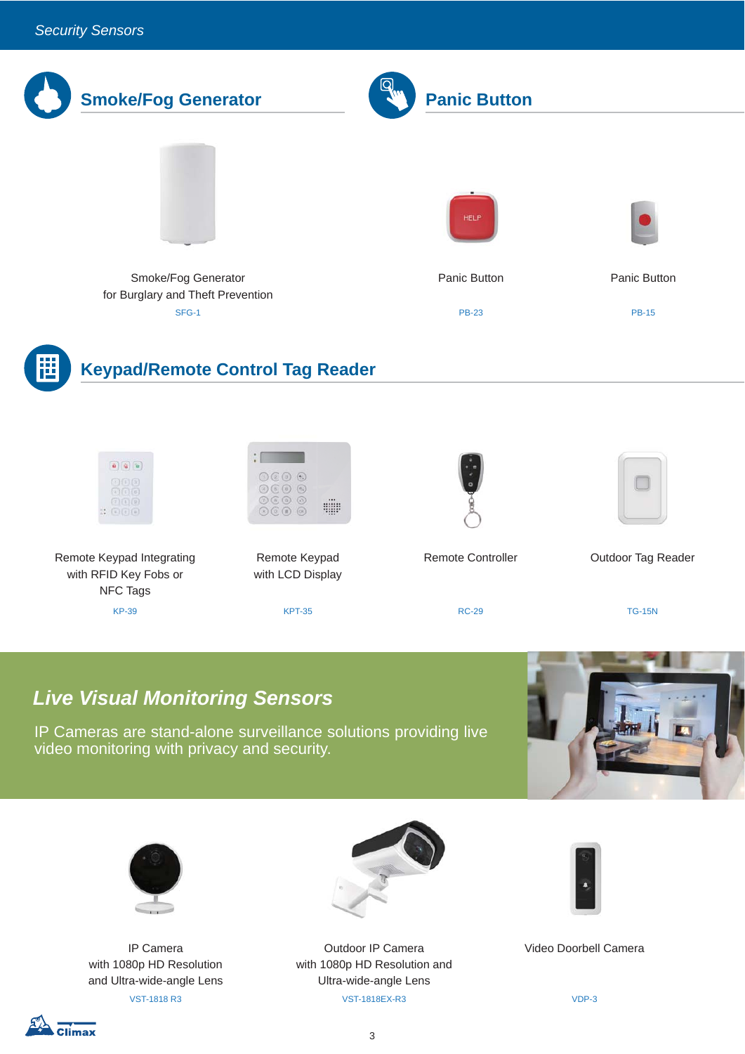## Smoke/Fog Generator

Smoke/Fog Generator
for Burglary and Theft Prevention
SFG-1

## Panic Button

Panic Button
PB-23

Panic Button
PB-15

## Keypad/Remote Control Tag Reader

Remote Keypad Integrating
with RFID Key Fobs or
NFC Tags
KP-39

Remote Keypad
with LCD Display
KPT-35

Remote Controller
RC-29

Outdoor Tag Reader
TG-15N

## *Live Visual Monitoring Sensors*

IP Cameras are stand-alone surveillance solutions providing live video monitoring with privacy and security.

IP Camera
with 1080p HD Resolution
and Ultra-wide-angle Lens
VST-1818 R3

Outdoor IP Camera
with 1080p HD Resolution and
Ultra-wide-angle Lens
VST-1818EX-R3

Video Doorbell Camera
VDP-3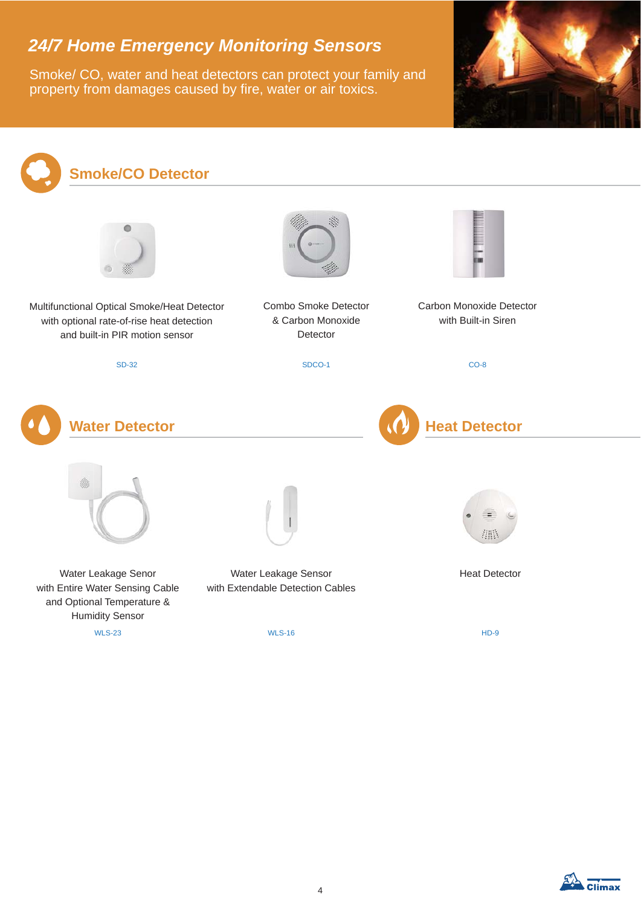# 24/7 Home Emergency Monitoring Sensors

Smoke/ CO, water and heat detectors can protect your family and property from damages caused by fire, water or air toxics.

## Smoke/CO Detector

Multifunctional Optical Smoke/Heat Detector with optional rate-of-rise heat detection and built-in PIR motion sensor

SD-32

Combo Smoke Detector & Carbon Monoxide Detector

SDCO-1

Carbon Monoxide Detector with Built-in Siren

CO-8

## Water Detector

Water Leakage Senor with Entire Water Sensing Cable and Optional Temperature & Humidity Sensor

WLS-23

Water Leakage Sensor with Extendable Detection Cables

WLS-16

## Heat Detector

Heat Detector

HD-9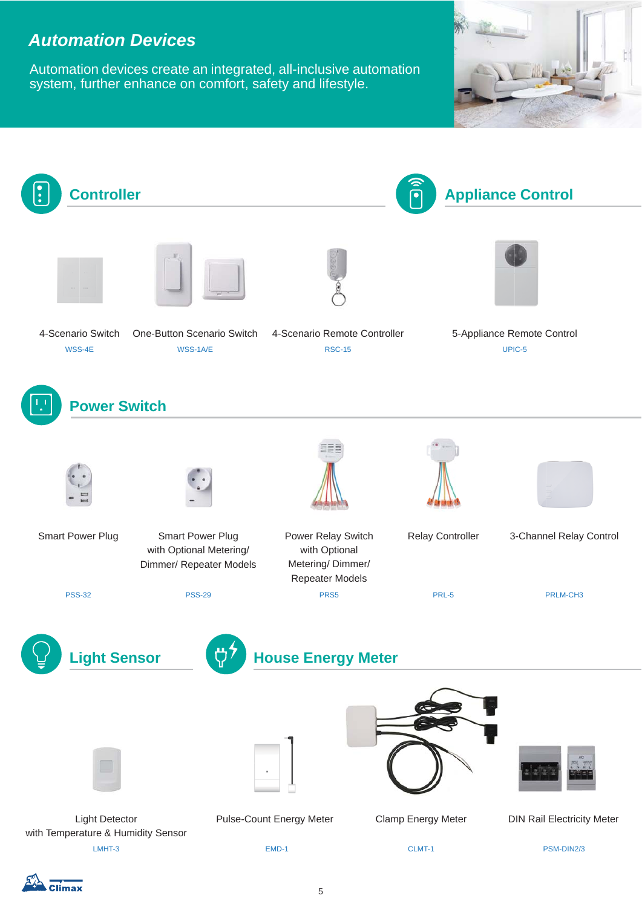# *Automation Devices*

Automation devices create an integrated, all-inclusive automation system, further enhance on comfort, safety and lifestyle.

## Controller

4-Scenario Switch
WSS-4E

One-Button Scenario Switch
WSS-1A/E

4-Scenario Remote Controller
RSC-15

## Appliance Control

5-Appliance Remote Control
UPIC-5

## Power Switch

Smart Power Plug
PSS-32

Smart Power Plug with Optional Metering/ Dimmer/ Repeater Models
PSS-29

Power Relay Switch with Optional Metering/ Dimmer/ Repeater Models
PRS5

Relay Controller
PRL-5

3-Channel Relay Control
PRLM-CH3

## Light Sensor

Light Detector with Temperature & Humidity Sensor
LMHT-3

## House Energy Meter

Pulse-Count Energy Meter
EMD-1

Clamp Energy Meter
CLMT-1

DIN Rail Electricity Meter
PSM-DIN2/3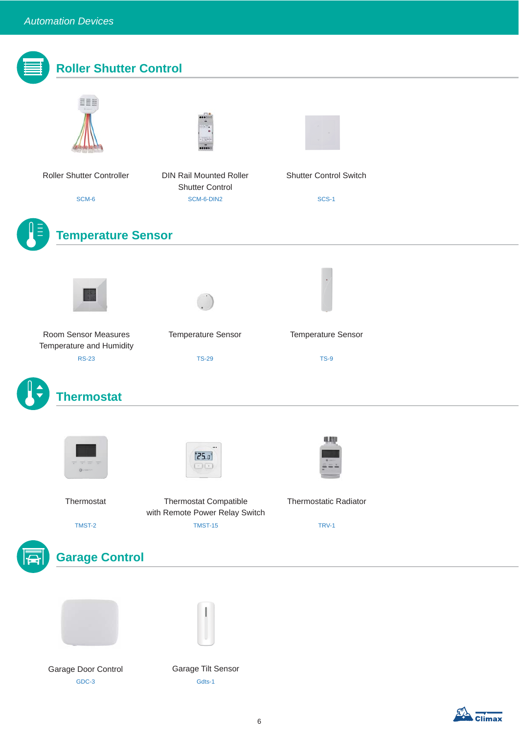## Roller Shutter Control

Roller Shutter Controller
SCM-6

DIN Rail Mounted Roller Shutter Control
SCM-6-DIN2

Shutter Control Switch
SCS-1

## Temperature Sensor

Room Sensor Measures Temperature and Humidity
RS-23

Temperature Sensor
TS-29

Temperature Sensor
TS-9

## Thermostat

Thermostat
TMST-2

Thermostat Compatible with Remote Power Relay Switch
TMST-15

Thermostatic Radiator
TRV-1

## Garage Control

Garage Door Control
GDC-3

Garage Tilt Sensor
Gdts-1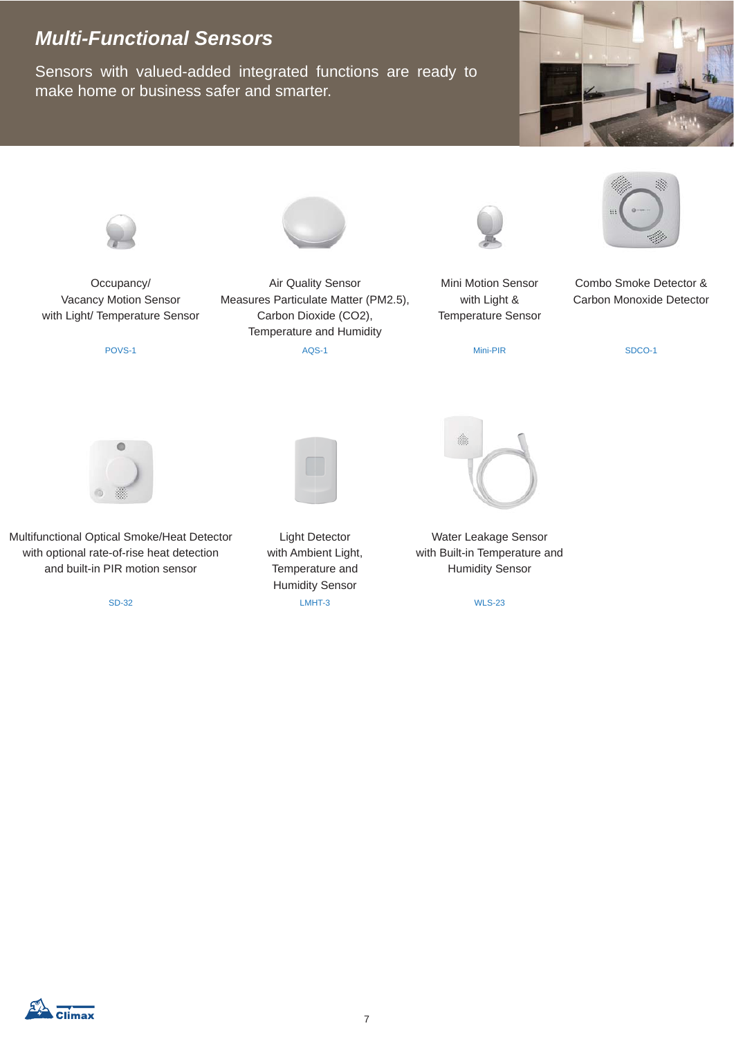# Multi-Functional Sensors

Sensors with valued-added integrated functions are ready to make home or business safer and smarter.

Occupancy/
Vacancy Motion Sensor
with Light/ Temperature Sensor

POVS-1

Air Quality Sensor
Measures Particulate Matter (PM2.5),
Carbon Dioxide (CO2),
Temperature and Humidity

AQS-1

Mini Motion Sensor
with Light &
Temperature Sensor

Mini-PIR

Combo Smoke Detector &
Carbon Monoxide Detector

SDCO-1

Multifunctional Optical Smoke/Heat Detector
with optional rate-of-rise heat detection
and built-in PIR motion sensor

SD-32

Light Detector
with Ambient Light,
Temperature and
Humidity Sensor

LMHT-3

Water Leakage Sensor
with Built-in Temperature and
Humidity Sensor

WLS-23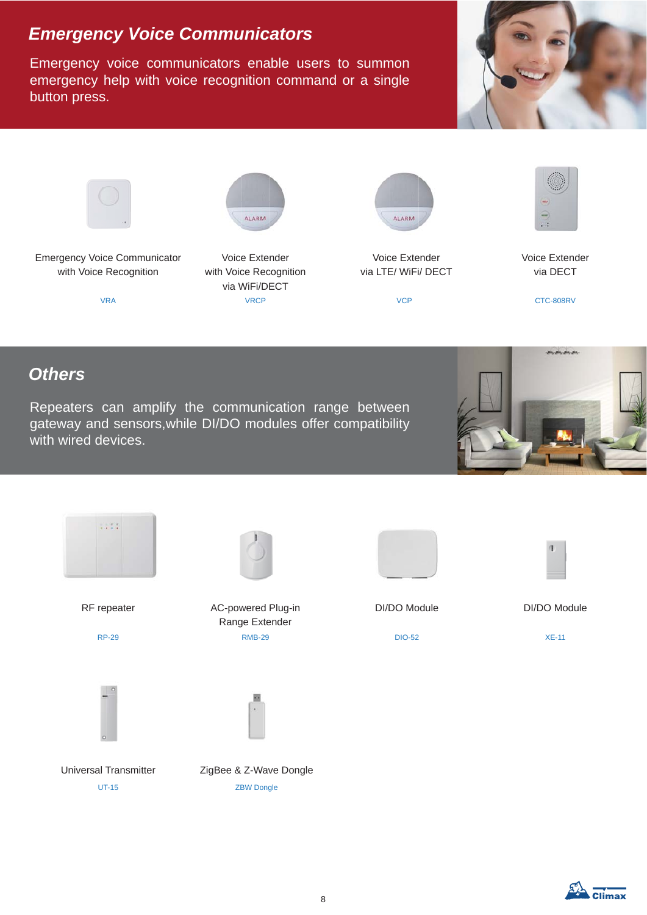## *Emergency Voice Communicators*

Emergency voice communicators enable users to summon emergency help with voice recognition command or a single button press.

Emergency Voice Communicator with Voice Recognition

VRA

Voice Extender with Voice Recognition via WiFi/DECT

VRCP

Voice Extender via LTE/ WiFi/ DECT

VCP

Voice Extender via DECT

CTC-808RV

## *Others*

Repeaters can amplify the communication range between gateway and sensors,while DI/DO modules offer compatibility with wired devices.

RF repeater

RP-29

AC-powered Plug-in Range Extender

RMB-29

DI/DO Module

DIO-52

DI/DO Module

XE-11

Universal Transmitter

UT-15

ZigBee & Z-Wave Dongle

ZBW Dongle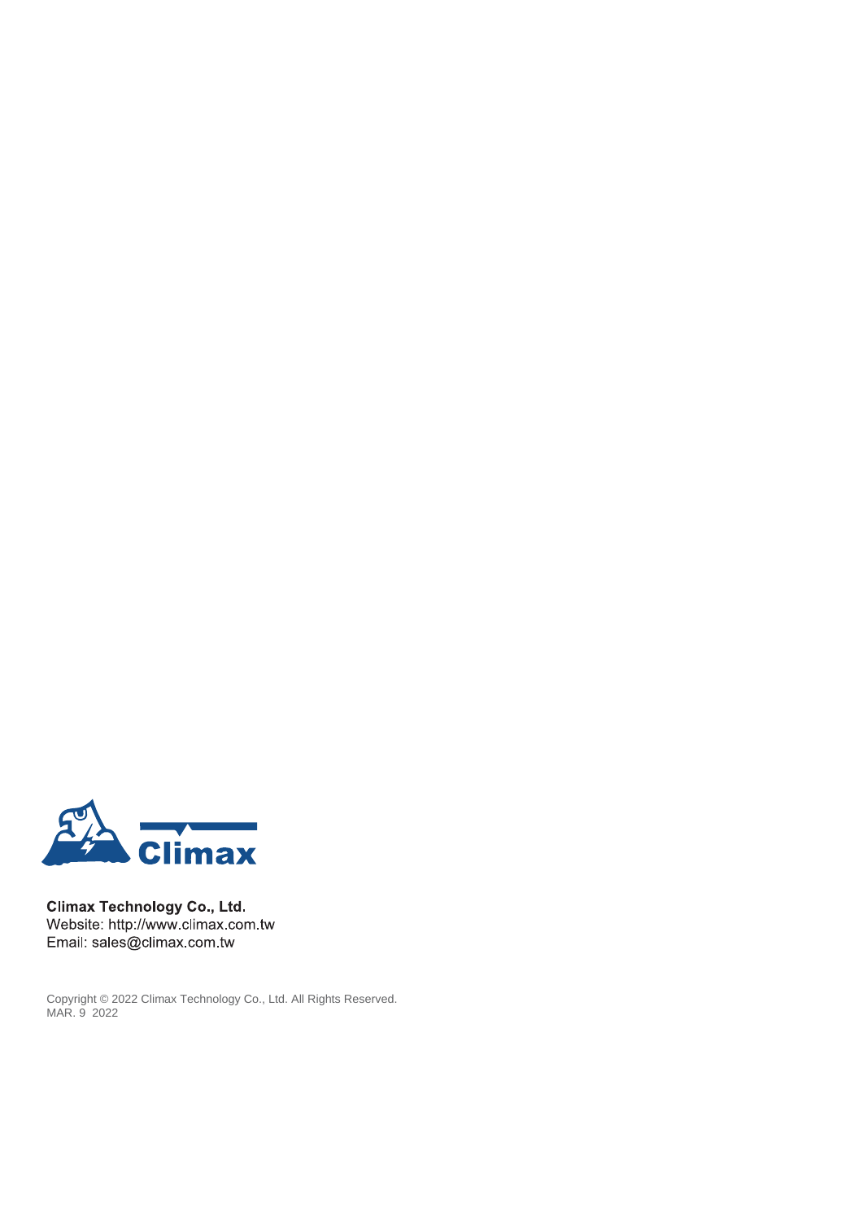**Climax Technology Co., Ltd.**
Website: http://www.climax.com.tw
Email: sales@climax.com.tw

Copyright © 2022 Climax Technology Co., Ltd. All Rights Reserved.
MAR. 9 2022